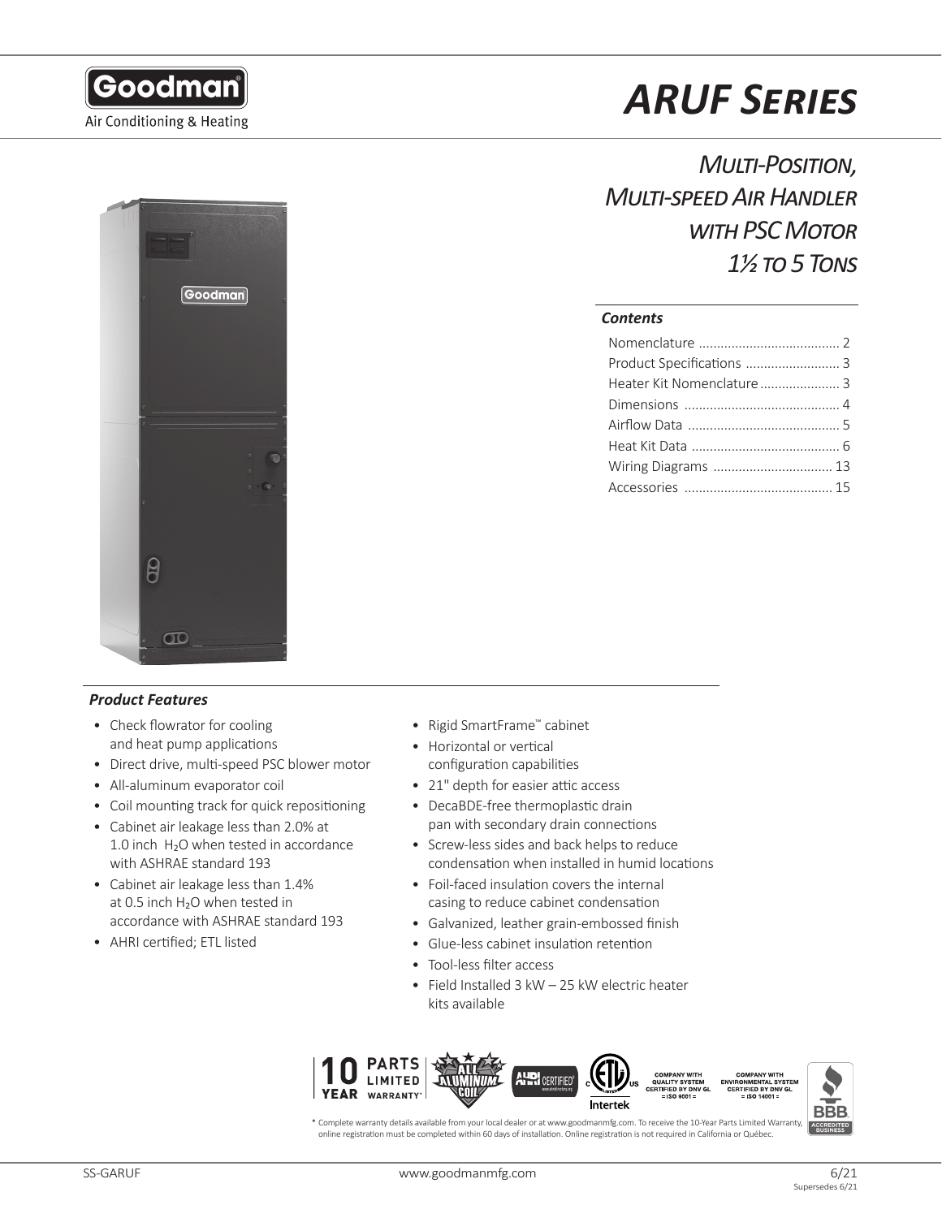Goodman

Air Conditioning & Heating

# ARUF Series

## Multi-Position, Multi-speed Air Handler with PSC Motor 1½ to 5 Tons

### Contents

- Nomenclature ....................................... 2
- Product Specifications .......................... 3
- Heater Kit Nomenclature ...................... 3
- Dimensions ........................................... 4
- Airflow Data .......................................... 5
- Heat Kit Data ......................................... 6
- Wiring Diagrams ................................. 13
- Accessories ......................................... 15

### Product Features

- Check flowrator for cooling and heat pump applications
- Direct drive, multi-speed PSC blower motor
- All-aluminum evaporator coil
- Coil mounting track for quick repositioning
- Cabinet air leakage less than 2.0% at 1.0 inch $H_2O$ when tested in accordance with ASHRAE standard 193
- Cabinet air leakage less than 1.4% at 0.5 inch $H_2O$ when tested in accordance with ASHRAE standard 193
- AHRI certified; ETL listed
- Rigid SmartFrame™ cabinet
- Horizontal or vertical configuration capabilities
- 21" depth for easier attic access
- DecaBDE-free thermoplastic drain pan with secondary drain connections
- Screw-less sides and back helps to reduce condensation when installed in humid locations
- Foil-faced insulation covers the internal casing to reduce cabinet condensation
- Galvanized, leather grain-embossed finish
- Glue-less cabinet insulation retention
- Tool-less filter access
- Field Installed 3 kW – 25 kW electric heater kits available

10 YEAR PARTS LIMITED WARRANTY* | ALL ALUMINUM COIL | AHRI CERTIFIED | ETL Listed Intertek | COMPANY WITH QUALITY SYSTEM CERTIFIED BY DNV GL = ISO 9001 = | COMPANY WITH ENVIRONMENTAL SYSTEM CERTIFIED BY DNV GL = ISO 14001 = | BBB ACCREDITED BUSINESS

\* Complete warranty details available from your local dealer or at www.goodmanmfg.com. To receive the 10-Year Parts Limited Warranty, online registration must be completed within 60 days of installation. Online registration is not required in California or Québec.

SS-GARUF

6/21
Supersedes 6/21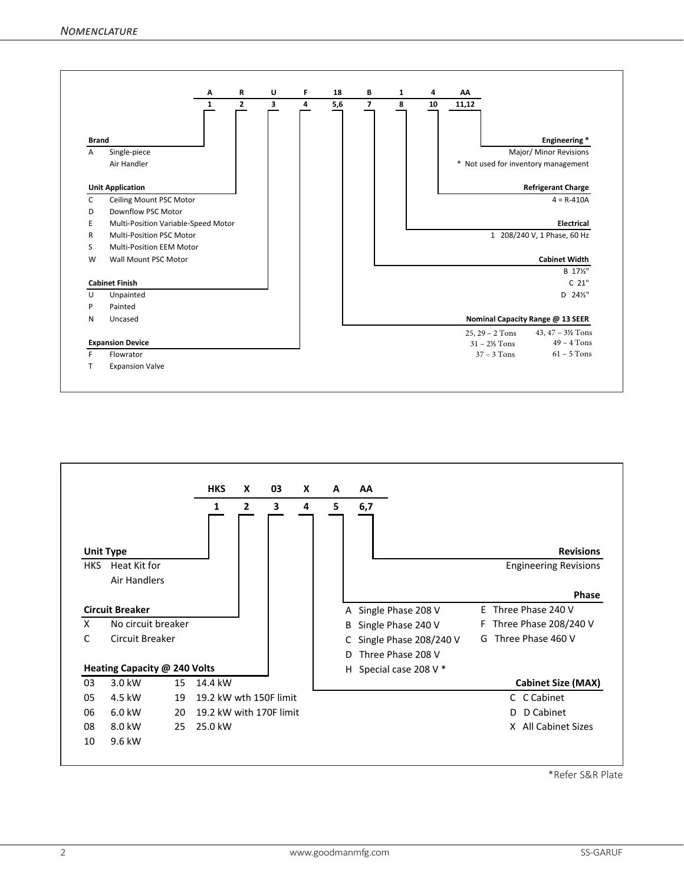# Nomenclature

| A | R | U | F | 18 | B | 1 | 4 | AA |
|---|---|---|---|---|---|---|---|---|
| 1 | 2 | 3 | 4 | 5,6 | 7 | 8 | 10 | 11,12 |

**Brand**

A Single-piece Air Handler

**Unit Application**

- C Ceiling Mount PSC Motor
- D Downflow PSC Motor
- E Multi-Position Variable-Speed Motor
- R Multi-Position PSC Motor
- S Multi-Position EEM Motor
- W Wall Mount PSC Motor

**Cabinet Finish**

- U Unpainted
- P Painted
- N Uncased

**Expansion Device**

- F Flowrator
- T Expansion Valve

**Nominal Capacity Range @ 13 SEER**

- 25, 29 – 2 Tons
- 31 – 2½ Tons
- 37 – 3 Tons
- 43, 47 – 3½ Tons
- 49 – 4 Tons
- 61 – 5 Tons

**Cabinet Width**

- B 17½"
- C 21"
- D 24½"

**Electrical**

1 208/240 V, 1 Phase, 60 Hz

**Refrigerant Charge**

4 = R-410A

**Engineering ***

Major/ Minor Revisions

* Not used for inventory management

| HKS | X | 03 | X | A | AA |
|---|---|---|---|---|---|
| 1 | 2 | 3 | 4 | 5 | 6,7 |

**Unit Type**

HKS Heat Kit for Air Handlers

**Circuit Breaker**

- X No circuit breaker
- C Circuit Breaker

**Heating Capacity @ 240 Volts**

- 03 3.0 kW
- 05 4.5 kW
- 06 6.0 kW
- 08 8.0 kW
- 10 9.6 kW
- 15 14.4 kW
- 19 19.2 kW wth 150F limit
- 20 19.2 kW with 170F limit
- 25 25.0 kW

**Cabinet Size (MAX)**

- C C Cabinet
- D D Cabinet
- X All Cabinet Sizes

**Phase**

- A Single Phase 208 V
- B Single Phase 240 V
- C Single Phase 208/240 V
- D Three Phase 208 V
- H Special case 208 V *
- E Three Phase 240 V
- F Three Phase 208/240 V
- G Three Phase 460 V

**Revisions**

Engineering Revisions

*Refer S&R Plate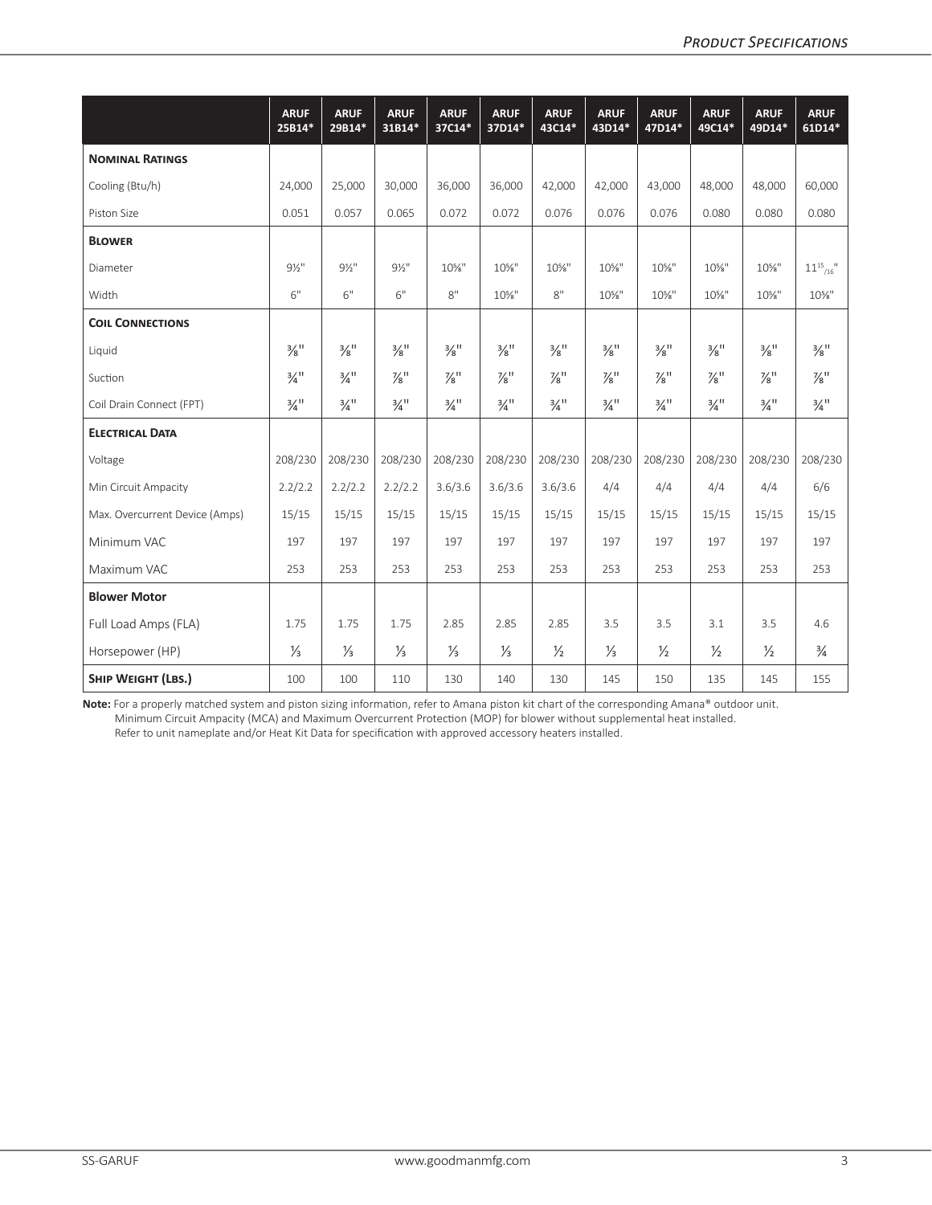|  | ARUF 25B14* | ARUF 29B14* | ARUF 31B14* | ARUF 37C14* | ARUF 37D14* | ARUF 43C14* | ARUF 43D14* | ARUF 47D14* | ARUF 49C14* | ARUF 49D14* | ARUF 61D14* |
|---|---|---|---|---|---|---|---|---|---|---|---|
| **Nominal Ratings** | | | | | | | | | | | |
| Cooling (Btu/h) | 24,000 | 25,000 | 30,000 | 36,000 | 36,000 | 42,000 | 42,000 | 43,000 | 48,000 | 48,000 | 60,000 |
| Piston Size | 0.051 | 0.057 | 0.065 | 0.072 | 0.072 | 0.076 | 0.076 | 0.076 | 0.080 | 0.080 | 0.080 |
| **Blower** | | | | | | | | | | | |
| Diameter | 9½" | 9½" | 9½" | 10⅝" | 10⅝" | 10⅝" | 10⅝" | 10⅝" | 10⅝" | 10⅝" | 11 15/16" |
| Width | 6" | 6" | 6" | 8" | 10⅝" | 8" | 10⅝" | 10⅝" | 10⅝" | 10⅝" | 10⅝" |
| **Coil Connections** | | | | | | | | | | | |
| Liquid | ⅜" | ⅜" | ⅜" | ⅜" | ⅜" | ⅜" | ⅜" | ⅜" | ⅜" | ⅜" | ⅜" |
| Suction | ¾" | ¾" | ⅞" | ⅞" | ⅞" | ⅞" | ⅞" | ⅞" | ⅞" | ⅞" | ⅞" |
| Coil Drain Connect (FPT) | ¾" | ¾" | ¾" | ¾" | ¾" | ¾" | ¾" | ¾" | ¾" | ¾" | ¾" |
| **Electrical Data** | | | | | | | | | | | |
| Voltage | 208/230 | 208/230 | 208/230 | 208/230 | 208/230 | 208/230 | 208/230 | 208/230 | 208/230 | 208/230 | 208/230 |
| Min Circuit Ampacity | 2.2/2.2 | 2.2/2.2 | 2.2/2.2 | 3.6/3.6 | 3.6/3.6 | 3.6/3.6 | 4/4 | 4/4 | 4/4 | 4/4 | 6/6 |
| Max. Overcurrent Device (Amps) | 15/15 | 15/15 | 15/15 | 15/15 | 15/15 | 15/15 | 15/15 | 15/15 | 15/15 | 15/15 | 15/15 |
| Minimum VAC | 197 | 197 | 197 | 197 | 197 | 197 | 197 | 197 | 197 | 197 | 197 |
| Maximum VAC | 253 | 253 | 253 | 253 | 253 | 253 | 253 | 253 | 253 | 253 | 253 |
| **Blower Motor** | | | | | | | | | | | |
| Full Load Amps (FLA) | 1.75 | 1.75 | 1.75 | 2.85 | 2.85 | 2.85 | 3.5 | 3.5 | 3.1 | 3.5 | 4.6 |
| Horsepower (HP) | ⅓ | ⅓ | ⅓ | ⅓ | ⅓ | ½ | ⅓ | ½ | ½ | ½ | ¾ |
| **Ship Weight (Lbs.)** | 100 | 100 | 110 | 130 | 140 | 130 | 145 | 150 | 135 | 145 | 155 |

**Note:** For a properly matched system and piston sizing information, refer to Amana piston kit chart of the corresponding Amana® outdoor unit.
Minimum Circuit Ampacity (MCA) and Maximum Overcurrent Protection (MOP) for blower without supplemental heat installed.
Refer to unit nameplate and/or Heat Kit Data for specification with approved accessory heaters installed.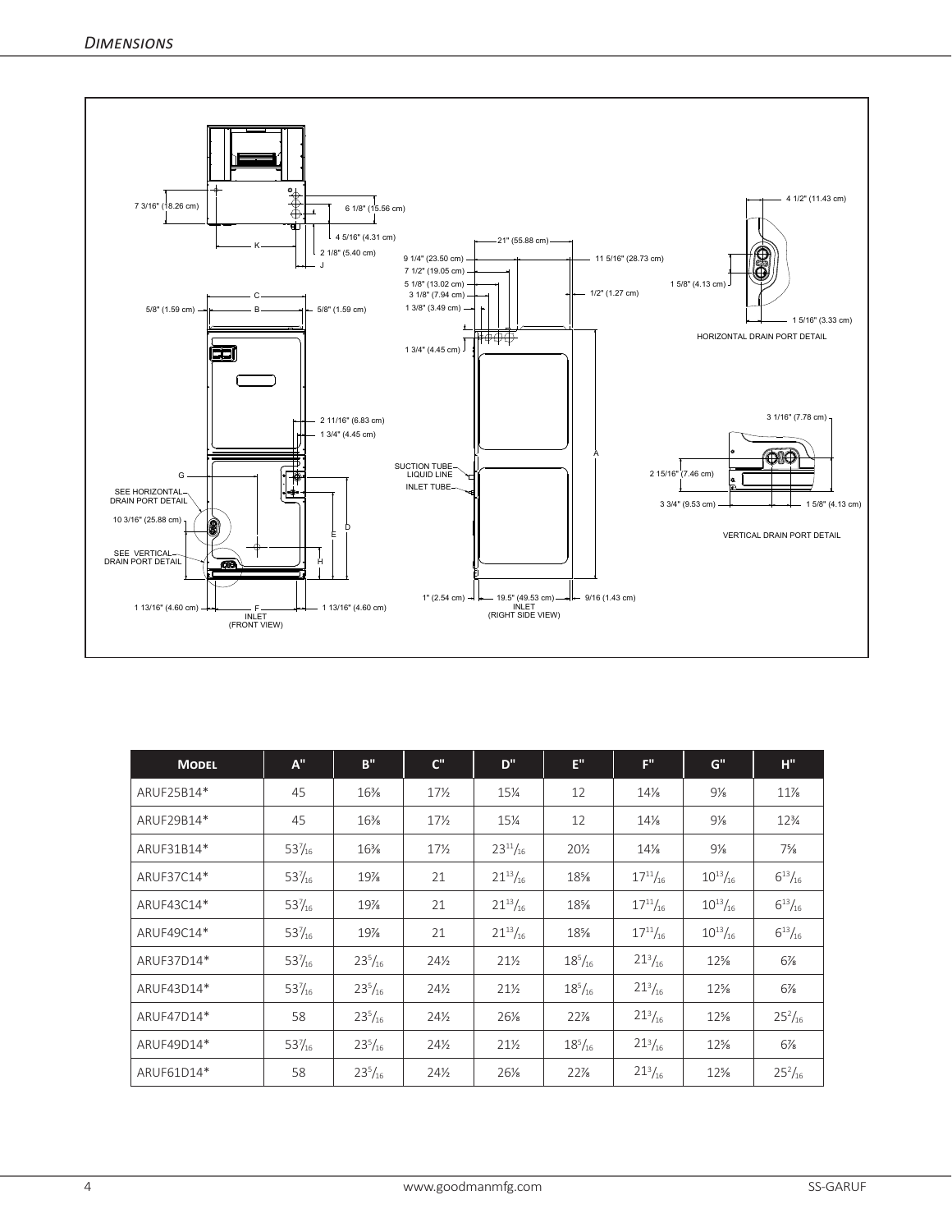## Dimensions

7 3/16" (18.26 cm) | 6 1/8" (15.56 cm) | 4 5/16" (4.31 cm) | 2 1/8" (5.40 cm) | K | J

C | B | 5/8" (1.59 cm) | 5/8" (1.59 cm)

2 11/16" (6.83 cm) | 1 3/4" (4.45 cm)

G | SEE HORIZONTAL DRAIN PORT DETAIL | 10 3/16" (25.88 cm) | SEE VERTICAL DRAIN PORT DETAIL | E | D | H

1 13/16" (4.60 cm) | F INLET (FRONT VIEW) | 1 13/16" (4.60 cm)

21" (55.88 cm) | 9 1/4" (23.50 cm) | 7 1/2" (19.05 cm) | 5 1/8" (13.02 cm) | 3 1/8" (7.94 cm) | 1 3/8" (3.49 cm) | 11 5/16" (28.73 cm) | 1/2" (1.27 cm) | 1 3/4" (4.45 cm)

SUCTION TUBE | LIQUID LINE | INLET TUBE | A

1" (2.54 cm) | 19.5" (49.53 cm) INLET (RIGHT SIDE VIEW) | 9/16 (1.43 cm)

4 1/2" (11.43 cm) | 1 5/8" (4.13 cm) | 1 5/16" (3.33 cm)

HORIZONTAL DRAIN PORT DETAIL

3 1/16" (7.78 cm) | 2 15/16" (7.46 cm) | 3 3/4" (9.53 cm) | 1 5/8" (4.13 cm)

VERTICAL DRAIN PORT DETAIL

| Model | A" | B" | C" | D" | E" | F" | G" | H" |
|---|---|---|---|---|---|---|---|---|
| ARUF25B14* | 45 | 16⅜ | 17½ | 15¼ | 12 | 14⅛ | 9⅛ | 11⅞ |
| ARUF29B14* | 45 | 16⅜ | 17½ | 15¼ | 12 | 14⅛ | 9⅛ | 12¾ |
| ARUF31B14* | 53 7/16 | 16⅜ | 17½ | 23 11/16 | 20½ | 14⅛ | 9⅛ | 7⅝ |
| ARUF37C14* | 53 7/16 | 19⅞ | 21 | 21 13/16 | 18⅝ | 17 11/16 | 10 13/16 | 6 13/16 |
| ARUF43C14* | 53 7/16 | 19⅞ | 21 | 21 13/16 | 18⅝ | 17 11/16 | 10 13/16 | 6 13/16 |
| ARUF49C14* | 53 7/16 | 19⅞ | 21 | 21 13/16 | 18⅝ | 17 11/16 | 10 13/16 | 6 13/16 |
| ARUF37D14* | 53 7/16 | 23 5/16 | 24½ | 21½ | 18 5/16 | 21 3/16 | 12⅝ | 6⅞ |
| ARUF43D14* | 53 7/16 | 23 5/16 | 24½ | 21½ | 18 5/16 | 21 3/16 | 12⅝ | 6⅞ |
| ARUF47D14* | 58 | 23 5/16 | 24½ | 26⅛ | 22⅞ | 21 3/16 | 12⅝ | 25 2/16 |
| ARUF49D14* | 53 7/16 | 23 5/16 | 24½ | 21½ | 18 5/16 | 21 3/16 | 12⅝ | 6⅞ |
| ARUF61D14* | 58 | 23 5/16 | 24½ | 26⅛ | 22⅞ | 21 3/16 | 12⅝ | 25 2/16 |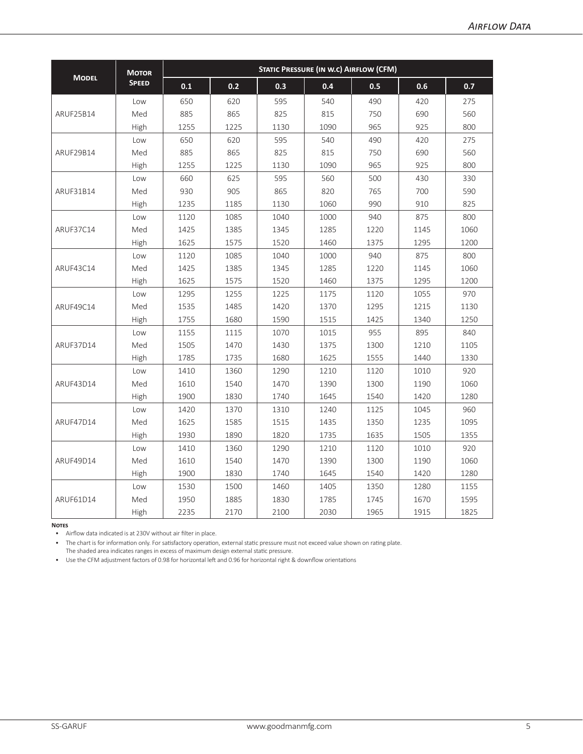## Airflow Data

| Model | Motor Speed | Static Pressure (in w.c) Airflow (CFM) | | | | | | |
|---|---|---|---|---|---|---|---|---|
| | | 0.1 | 0.2 | 0.3 | 0.4 | 0.5 | 0.6 | 0.7 |
| ARUF25B14 | Low | 650 | 620 | 595 | 540 | 490 | 420 | 275 |
| | Med | 885 | 865 | 825 | 815 | 750 | 690 | 560 |
| | High | 1255 | 1225 | 1130 | 1090 | 965 | 925 | 800 |
| ARUF29B14 | Low | 650 | 620 | 595 | 540 | 490 | 420 | 275 |
| | Med | 885 | 865 | 825 | 815 | 750 | 690 | 560 |
| | High | 1255 | 1225 | 1130 | 1090 | 965 | 925 | 800 |
| ARUF31B14 | Low | 660 | 625 | 595 | 560 | 500 | 430 | 330 |
| | Med | 930 | 905 | 865 | 820 | 765 | 700 | 590 |
| | High | 1235 | 1185 | 1130 | 1060 | 990 | 910 | 825 |
| ARUF37C14 | Low | 1120 | 1085 | 1040 | 1000 | 940 | 875 | 800 |
| | Med | 1425 | 1385 | 1345 | 1285 | 1220 | 1145 | 1060 |
| | High | 1625 | 1575 | 1520 | 1460 | 1375 | 1295 | 1200 |
| ARUF43C14 | Low | 1120 | 1085 | 1040 | 1000 | 940 | 875 | 800 |
| | Med | 1425 | 1385 | 1345 | 1285 | 1220 | 1145 | 1060 |
| | High | 1625 | 1575 | 1520 | 1460 | 1375 | 1295 | 1200 |
| ARUF49C14 | Low | 1295 | 1255 | 1225 | 1175 | 1120 | 1055 | 970 |
| | Med | 1535 | 1485 | 1420 | 1370 | 1295 | 1215 | 1130 |
| | High | 1755 | 1680 | 1590 | 1515 | 1425 | 1340 | 1250 |
| ARUF37D14 | Low | 1155 | 1115 | 1070 | 1015 | 955 | 895 | 840 |
| | Med | 1505 | 1470 | 1430 | 1375 | 1300 | 1210 | 1105 |
| | High | 1785 | 1735 | 1680 | 1625 | 1555 | 1440 | 1330 |
| ARUF43D14 | Low | 1410 | 1360 | 1290 | 1210 | 1120 | 1010 | 920 |
| | Med | 1610 | 1540 | 1470 | 1390 | 1300 | 1190 | 1060 |
| | High | 1900 | 1830 | 1740 | 1645 | 1540 | 1420 | 1280 |
| ARUF47D14 | Low | 1420 | 1370 | 1310 | 1240 | 1125 | 1045 | 960 |
| | Med | 1625 | 1585 | 1515 | 1435 | 1350 | 1235 | 1095 |
| | High | 1930 | 1890 | 1820 | 1735 | 1635 | 1505 | 1355 |
| ARUF49D14 | Low | 1410 | 1360 | 1290 | 1210 | 1120 | 1010 | 920 |
| | Med | 1610 | 1540 | 1470 | 1390 | 1300 | 1190 | 1060 |
| | High | 1900 | 1830 | 1740 | 1645 | 1540 | 1420 | 1280 |
| ARUF61D14 | Low | 1530 | 1500 | 1460 | 1405 | 1350 | 1280 | 1155 |
| | Med | 1950 | 1885 | 1830 | 1785 | 1745 | 1670 | 1595 |
| | High | 2235 | 2170 | 2100 | 2030 | 1965 | 1915 | 1825 |

**Notes**

- Airflow data indicated is at 230V without air filter in place.
- The chart is for information only. For satisfactory operation, external static pressure must not exceed value shown on rating plate. The shaded area indicates ranges in excess of maximum design external static pressure.
- Use the CFM adjustment factors of 0.98 for horizontal left and 0.96 for horizontal right & downflow orientations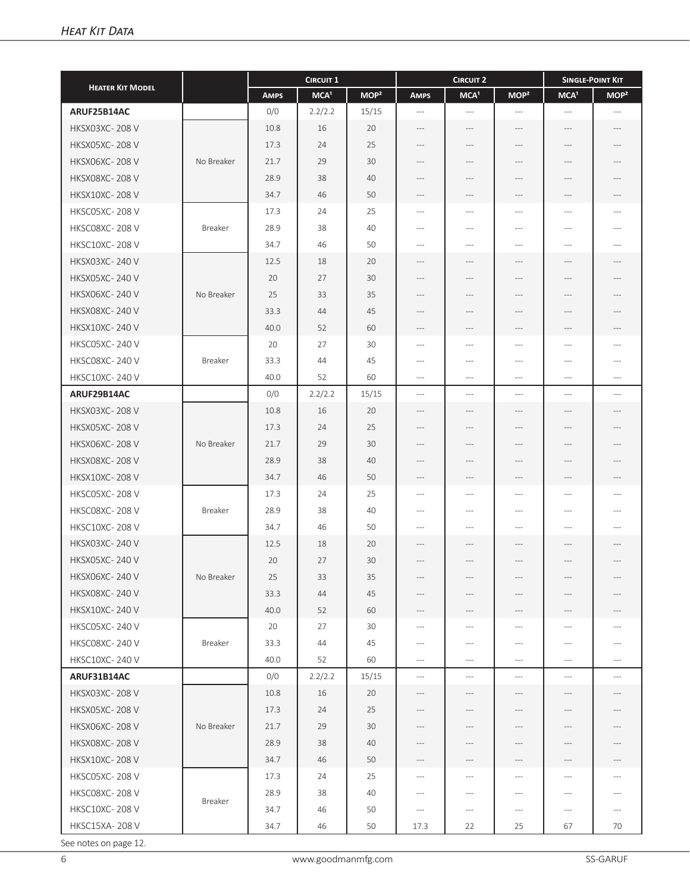## *Heat Kit Data*

| Heater Kit Model | | Circuit 1 | | | Circuit 2 | | | Single-Point Kit | |
|---|---|---|---|---|---|---|---|---|---|
| | | Amps | MCA[1] | MOP[2] | Amps | MCA[1] | MOP[2] | MCA[1] | MOP[2] |
| **ARUF25B14AC** | | 0/0 | 2.2/2.2 | 15/15 | --- | --- | --- | --- | --- |
| HKSX03XC- 208 V | No Breaker | 10.8 | 16 | 20 | --- | --- | --- | --- | --- |
| HKSX05XC- 208 V | No Breaker | 17.3 | 24 | 25 | --- | --- | --- | --- | --- |
| HKSX06XC- 208 V | No Breaker | 21.7 | 29 | 30 | --- | --- | --- | --- | --- |
| HKSX08XC- 208 V | No Breaker | 28.9 | 38 | 40 | --- | --- | --- | --- | --- |
| HKSX10XC- 208 V | No Breaker | 34.7 | 46 | 50 | --- | --- | --- | --- | --- |
| HKSC05XC- 208 V | Breaker | 17.3 | 24 | 25 | --- | --- | --- | --- | --- |
| HKSC08XC- 208 V | Breaker | 28.9 | 38 | 40 | --- | --- | --- | --- | --- |
| HKSC10XC- 208 V | Breaker | 34.7 | 46 | 50 | --- | --- | --- | --- | --- |
| HKSX03XC- 240 V | No Breaker | 12.5 | 18 | 20 | --- | --- | --- | --- | --- |
| HKSX05XC- 240 V | No Breaker | 20 | 27 | 30 | --- | --- | --- | --- | --- |
| HKSX06XC- 240 V | No Breaker | 25 | 33 | 35 | --- | --- | --- | --- | --- |
| HKSX08XC- 240 V | No Breaker | 33.3 | 44 | 45 | --- | --- | --- | --- | --- |
| HKSX10XC- 240 V | No Breaker | 40.0 | 52 | 60 | --- | --- | --- | --- | --- |
| HKSC05XC- 240 V | Breaker | 20 | 27 | 30 | --- | --- | --- | --- | --- |
| HKSC08XC- 240 V | Breaker | 33.3 | 44 | 45 | --- | --- | --- | --- | --- |
| HKSC10XC- 240 V | Breaker | 40.0 | 52 | 60 | --- | --- | --- | --- | --- |
| **ARUF29B14AC** | | 0/0 | 2.2/2.2 | 15/15 | --- | --- | --- | --- | --- |
| HKSX03XC- 208 V | No Breaker | 10.8 | 16 | 20 | --- | --- | --- | --- | --- |
| HKSX05XC- 208 V | No Breaker | 17.3 | 24 | 25 | --- | --- | --- | --- | --- |
| HKSX06XC- 208 V | No Breaker | 21.7 | 29 | 30 | --- | --- | --- | --- | --- |
| HKSX08XC- 208 V | No Breaker | 28.9 | 38 | 40 | --- | --- | --- | --- | --- |
| HKSX10XC- 208 V | No Breaker | 34.7 | 46 | 50 | --- | --- | --- | --- | --- |
| HKSC05XC- 208 V | Breaker | 17.3 | 24 | 25 | --- | --- | --- | --- | --- |
| HKSC08XC- 208 V | Breaker | 28.9 | 38 | 40 | --- | --- | --- | --- | --- |
| HKSC10XC- 208 V | Breaker | 34.7 | 46 | 50 | --- | --- | --- | --- | --- |
| HKSX03XC- 240 V | No Breaker | 12.5 | 18 | 20 | --- | --- | --- | --- | --- |
| HKSX05XC- 240 V | No Breaker | 20 | 27 | 30 | --- | --- | --- | --- | --- |
| HKSX06XC- 240 V | No Breaker | 25 | 33 | 35 | --- | --- | --- | --- | --- |
| HKSX08XC- 240 V | No Breaker | 33.3 | 44 | 45 | --- | --- | --- | --- | --- |
| HKSX10XC- 240 V | No Breaker | 40.0 | 52 | 60 | --- | --- | --- | --- | --- |
| HKSC05XC- 240 V | Breaker | 20 | 27 | 30 | --- | --- | --- | --- | --- |
| HKSC08XC- 240 V | Breaker | 33.3 | 44 | 45 | --- | --- | --- | --- | --- |
| HKSC10XC- 240 V | Breaker | 40.0 | 52 | 60 | --- | --- | --- | --- | --- |
| **ARUF31B14AC** | | 0/0 | 2.2/2.2 | 15/15 | --- | --- | --- | --- | --- |
| HKSX03XC- 208 V | No Breaker | 10.8 | 16 | 20 | --- | --- | --- | --- | --- |
| HKSX05XC- 208 V | No Breaker | 17.3 | 24 | 25 | --- | --- | --- | --- | --- |
| HKSX06XC- 208 V | No Breaker | 21.7 | 29 | 30 | --- | --- | --- | --- | --- |
| HKSX08XC- 208 V | No Breaker | 28.9 | 38 | 40 | --- | --- | --- | --- | --- |
| HKSX10XC- 208 V | No Breaker | 34.7 | 46 | 50 | --- | --- | --- | --- | --- |
| HKSC05XC- 208 V | Breaker | 17.3 | 24 | 25 | --- | --- | --- | --- | --- |
| HKSC08XC- 208 V | Breaker | 28.9 | 38 | 40 | --- | --- | --- | --- | --- |
| HKSC10XC- 208 V | Breaker | 34.7 | 46 | 50 | --- | --- | --- | --- | --- |
| HKSC15XA- 208 V | Breaker | 34.7 | 46 | 50 | 17.3 | 22 | 25 | 67 | 70 |

See notes on page 12.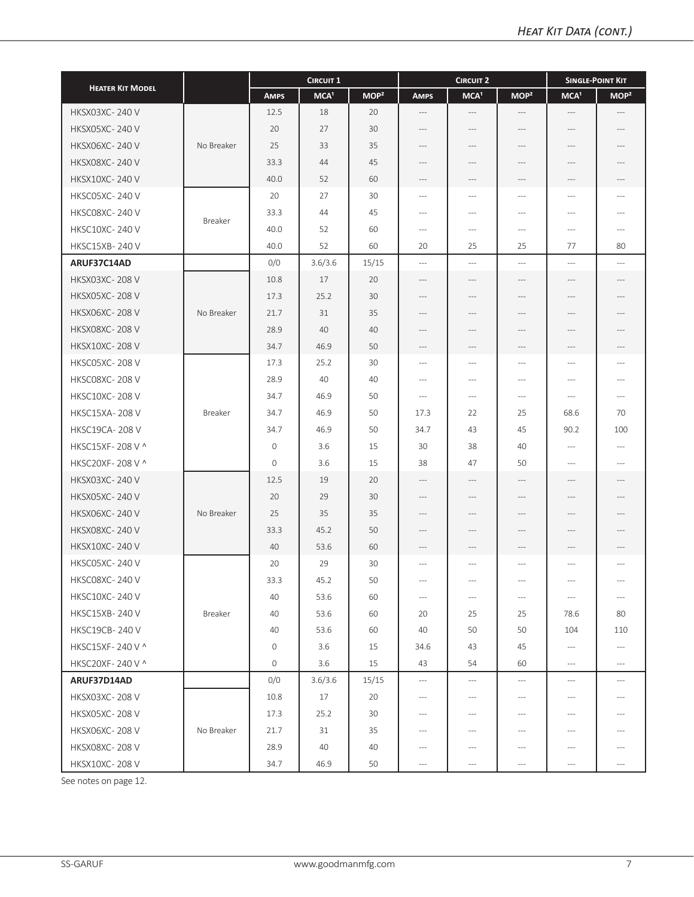## *Heat Kit Data (cont.)*

| Heater Kit Model | | Circuit 1 | | | Circuit 2 | | | Single-Point Kit | |
|---|---|---|---|---|---|---|---|---|---|
| | | Amps | MCA[1] | MOP[2] | Amps | MCA[1] | MOP[2] | MCA[1] | MOP[2] |
| HKSX03XC- 240 V | No Breaker | 12.5 | 18 | 20 | --- | --- | --- | --- | --- |
| HKSX05XC- 240 V | | 20 | 27 | 30 | --- | --- | --- | --- | --- |
| HKSX06XC- 240 V | | 25 | 33 | 35 | --- | --- | --- | --- | --- |
| HKSX08XC- 240 V | | 33.3 | 44 | 45 | --- | --- | --- | --- | --- |
| HKSX10XC- 240 V | | 40.0 | 52 | 60 | --- | --- | --- | --- | --- |
| HKSC05XC- 240 V | Breaker | 20 | 27 | 30 | --- | --- | --- | --- | --- |
| HKSC08XC- 240 V | | 33.3 | 44 | 45 | --- | --- | --- | --- | --- |
| HKSC10XC- 240 V | | 40.0 | 52 | 60 | --- | --- | --- | --- | --- |
| HKSC15XB- 240 V | | 40.0 | 52 | 60 | 20 | 25 | 25 | 77 | 80 |
| **ARUF37C14AD** | | 0/0 | 3.6/3.6 | 15/15 | --- | --- | --- | --- | --- |
| HKSX03XC- 208 V | No Breaker | 10.8 | 17 | 20 | --- | --- | --- | --- | --- |
| HKSX05XC- 208 V | | 17.3 | 25.2 | 30 | --- | --- | --- | --- | --- |
| HKSX06XC- 208 V | | 21.7 | 31 | 35 | --- | --- | --- | --- | --- |
| HKSX08XC- 208 V | | 28.9 | 40 | 40 | --- | --- | --- | --- | --- |
| HKSX10XC- 208 V | | 34.7 | 46.9 | 50 | --- | --- | --- | --- | --- |
| HKSC05XC- 208 V | Breaker | 17.3 | 25.2 | 30 | --- | --- | --- | --- | --- |
| HKSC08XC- 208 V | | 28.9 | 40 | 40 | --- | --- | --- | --- | --- |
| HKSC10XC- 208 V | | 34.7 | 46.9 | 50 | --- | --- | --- | --- | --- |
| HKSC15XA- 208 V | | 34.7 | 46.9 | 50 | 17.3 | 22 | 25 | 68.6 | 70 |
| HKSC19CA- 208 V | | 34.7 | 46.9 | 50 | 34.7 | 43 | 45 | 90.2 | 100 |
| HKSC15XF- 208 V ^ | | 0 | 3.6 | 15 | 30 | 38 | 40 | --- | --- |
| HKSC20XF- 208 V ^ | | 0 | 3.6 | 15 | 38 | 47 | 50 | --- | --- |
| HKSX03XC- 240 V | No Breaker | 12.5 | 19 | 20 | --- | --- | --- | --- | --- |
| HKSX05XC- 240 V | | 20 | 29 | 30 | --- | --- | --- | --- | --- |
| HKSX06XC- 240 V | | 25 | 35 | 35 | --- | --- | --- | --- | --- |
| HKSX08XC- 240 V | | 33.3 | 45.2 | 50 | --- | --- | --- | --- | --- |
| HKSX10XC- 240 V | | 40 | 53.6 | 60 | --- | --- | --- | --- | --- |
| HKSC05XC- 240 V | Breaker | 20 | 29 | 30 | --- | --- | --- | --- | --- |
| HKSC08XC- 240 V | | 33.3 | 45.2 | 50 | --- | --- | --- | --- | --- |
| HKSC10XC- 240 V | | 40 | 53.6 | 60 | --- | --- | --- | --- | --- |
| HKSC15XB- 240 V | | 40 | 53.6 | 60 | 20 | 25 | 25 | 78.6 | 80 |
| HKSC19CB- 240 V | | 40 | 53.6 | 60 | 40 | 50 | 50 | 104 | 110 |
| HKSC15XF- 240 V ^ | | 0 | 3.6 | 15 | 34.6 | 43 | 45 | --- | --- |
| HKSC20XF- 240 V ^ | | 0 | 3.6 | 15 | 43 | 54 | 60 | --- | --- |
| **ARUF37D14AD** | | 0/0 | 3.6/3.6 | 15/15 | --- | --- | --- | --- | --- |
| HKSX03XC- 208 V | No Breaker | 10.8 | 17 | 20 | --- | --- | --- | --- | --- |
| HKSX05XC- 208 V | | 17.3 | 25.2 | 30 | --- | --- | --- | --- | --- |
| HKSX06XC- 208 V | | 21.7 | 31 | 35 | --- | --- | --- | --- | --- |
| HKSX08XC- 208 V | | 28.9 | 40 | 40 | --- | --- | --- | --- | --- |
| HKSX10XC- 208 V | | 34.7 | 46.9 | 50 | --- | --- | --- | --- | --- |

See notes on page 12.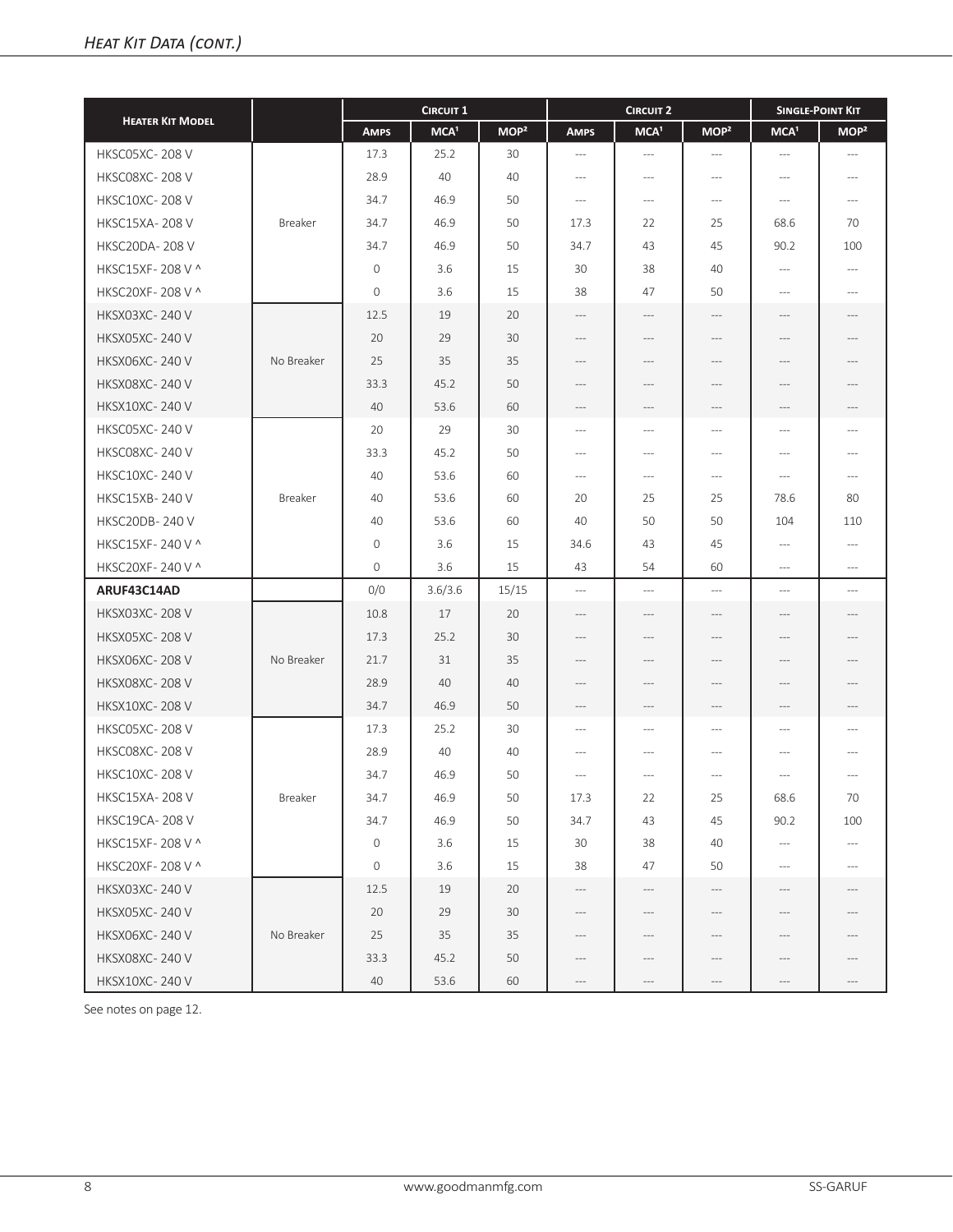## *Heat Kit Data (cont.)*

| Heater Kit Model | | Circuit 1 | | | Circuit 2 | | | Single-Point Kit | |
|---|---|---|---|---|---|---|---|---|---|
| | | Amps | MCA[1] | MOP[2] | Amps | MCA[1] | MOP[2] | MCA[1] | MOP[2] |
| HKSC05XC- 208 V | Breaker | 17.3 | 25.2 | 30 | --- | --- | --- | --- | --- |
| HKSC08XC- 208 V | | 28.9 | 40 | 40 | --- | --- | --- | --- | --- |
| HKSC10XC- 208 V | | 34.7 | 46.9 | 50 | --- | --- | --- | --- | --- |
| HKSC15XA- 208 V | | 34.7 | 46.9 | 50 | 17.3 | 22 | 25 | 68.6 | 70 |
| HKSC20DA- 208 V | | 34.7 | 46.9 | 50 | 34.7 | 43 | 45 | 90.2 | 100 |
| HKSC15XF- 208 V ^ | | 0 | 3.6 | 15 | 30 | 38 | 40 | --- | --- |
| HKSC20XF- 208 V ^ | | 0 | 3.6 | 15 | 38 | 47 | 50 | --- | --- |
| HKSX03XC- 240 V | No Breaker | 12.5 | 19 | 20 | --- | --- | --- | --- | --- |
| HKSX05XC- 240 V | | 20 | 29 | 30 | --- | --- | --- | --- | --- |
| HKSX06XC- 240 V | | 25 | 35 | 35 | --- | --- | --- | --- | --- |
| HKSX08XC- 240 V | | 33.3 | 45.2 | 50 | --- | --- | --- | --- | --- |
| HKSX10XC- 240 V | | 40 | 53.6 | 60 | --- | --- | --- | --- | --- |
| HKSC05XC- 240 V | Breaker | 20 | 29 | 30 | --- | --- | --- | --- | --- |
| HKSC08XC- 240 V | | 33.3 | 45.2 | 50 | --- | --- | --- | --- | --- |
| HKSC10XC- 240 V | | 40 | 53.6 | 60 | --- | --- | --- | --- | --- |
| HKSC15XB- 240 V | | 40 | 53.6 | 60 | 20 | 25 | 25 | 78.6 | 80 |
| HKSC20DB- 240 V | | 40 | 53.6 | 60 | 40 | 50 | 50 | 104 | 110 |
| HKSC15XF- 240 V ^ | | 0 | 3.6 | 15 | 34.6 | 43 | 45 | --- | --- |
| HKSC20XF- 240 V ^ | | 0 | 3.6 | 15 | 43 | 54 | 60 | --- | --- |
| **ARUF43C14AD** | | 0/0 | 3.6/3.6 | 15/15 | --- | --- | --- | --- | --- |
| HKSX03XC- 208 V | No Breaker | 10.8 | 17 | 20 | --- | --- | --- | --- | --- |
| HKSX05XC- 208 V | | 17.3 | 25.2 | 30 | --- | --- | --- | --- | --- |
| HKSX06XC- 208 V | | 21.7 | 31 | 35 | --- | --- | --- | --- | --- |
| HKSX08XC- 208 V | | 28.9 | 40 | 40 | --- | --- | --- | --- | --- |
| HKSX10XC- 208 V | | 34.7 | 46.9 | 50 | --- | --- | --- | --- | --- |
| HKSC05XC- 208 V | Breaker | 17.3 | 25.2 | 30 | --- | --- | --- | --- | --- |
| HKSC08XC- 208 V | | 28.9 | 40 | 40 | --- | --- | --- | --- | --- |
| HKSC10XC- 208 V | | 34.7 | 46.9 | 50 | --- | --- | --- | --- | --- |
| HKSC15XA- 208 V | | 34.7 | 46.9 | 50 | 17.3 | 22 | 25 | 68.6 | 70 |
| HKSC19CA- 208 V | | 34.7 | 46.9 | 50 | 34.7 | 43 | 45 | 90.2 | 100 |
| HKSC15XF- 208 V ^ | | 0 | 3.6 | 15 | 30 | 38 | 40 | --- | --- |
| HKSC20XF- 208 V ^ | | 0 | 3.6 | 15 | 38 | 47 | 50 | --- | --- |
| HKSX03XC- 240 V | No Breaker | 12.5 | 19 | 20 | --- | --- | --- | --- | --- |
| HKSX05XC- 240 V | | 20 | 29 | 30 | --- | --- | --- | --- | --- |
| HKSX06XC- 240 V | | 25 | 35 | 35 | --- | --- | --- | --- | --- |
| HKSX08XC- 240 V | | 33.3 | 45.2 | 50 | --- | --- | --- | --- | --- |
| HKSX10XC- 240 V | | 40 | 53.6 | 60 | --- | --- | --- | --- | --- |

See notes on page 12.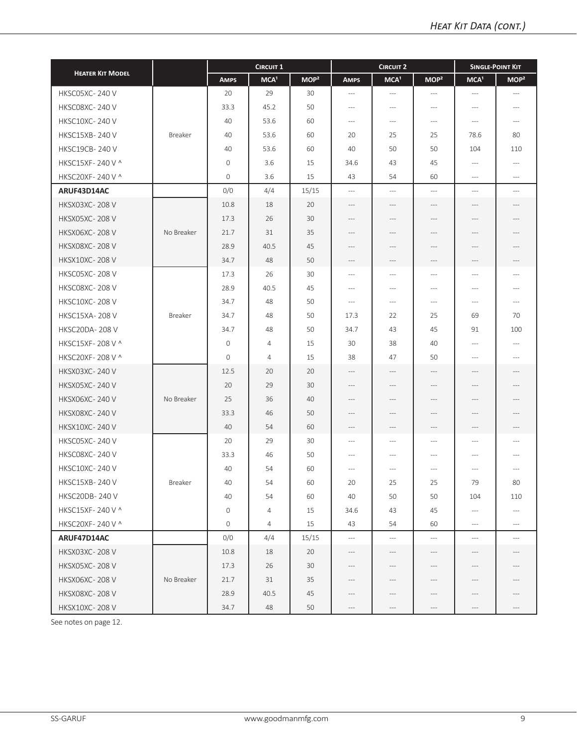## *Heat Kit Data (cont.)*

| Heater Kit Model | | Circuit 1 | | | Circuit 2 | | | Single-Point Kit | |
|---|---|---|---|---|---|---|---|---|---|
| | | Amps | MCA[1] | MOP[2] | Amps | MCA[1] | MOP[2] | MCA[1] | MOP[2] |
| HKSC05XC- 240 V | Breaker | 20 | 29 | 30 | --- | --- | --- | --- | --- |
| HKSC08XC- 240 V | | 33.3 | 45.2 | 50 | --- | --- | --- | --- | --- |
| HKSC10XC- 240 V | | 40 | 53.6 | 60 | --- | --- | --- | --- | --- |
| HKSC15XB- 240 V | | 40 | 53.6 | 60 | 20 | 25 | 25 | 78.6 | 80 |
| HKSC19CB- 240 V | | 40 | 53.6 | 60 | 40 | 50 | 50 | 104 | 110 |
| HKSC15XF- 240 V ^ | | 0 | 3.6 | 15 | 34.6 | 43 | 45 | --- | --- |
| HKSC20XF- 240 V ^ | | 0 | 3.6 | 15 | 43 | 54 | 60 | --- | --- |
| **ARUF43D14AC** | | 0/0 | 4/4 | 15/15 | --- | --- | --- | --- | --- |
| HKSX03XC- 208 V | No Breaker | 10.8 | 18 | 20 | --- | --- | --- | --- | --- |
| HKSX05XC- 208 V | | 17.3 | 26 | 30 | --- | --- | --- | --- | --- |
| HKSX06XC- 208 V | | 21.7 | 31 | 35 | --- | --- | --- | --- | --- |
| HKSX08XC- 208 V | | 28.9 | 40.5 | 45 | --- | --- | --- | --- | --- |
| HKSX10XC- 208 V | | 34.7 | 48 | 50 | --- | --- | --- | --- | --- |
| HKSC05XC- 208 V | Breaker | 17.3 | 26 | 30 | --- | --- | --- | --- | --- |
| HKSC08XC- 208 V | | 28.9 | 40.5 | 45 | --- | --- | --- | --- | --- |
| HKSC10XC- 208 V | | 34.7 | 48 | 50 | --- | --- | --- | --- | --- |
| HKSC15XA- 208 V | | 34.7 | 48 | 50 | 17.3 | 22 | 25 | 69 | 70 |
| HKSC20DA- 208 V | | 34.7 | 48 | 50 | 34.7 | 43 | 45 | 91 | 100 |
| HKSC15XF- 208 V ^ | | 0 | 4 | 15 | 30 | 38 | 40 | --- | --- |
| HKSC20XF- 208 V ^ | | 0 | 4 | 15 | 38 | 47 | 50 | --- | --- |
| HKSX03XC- 240 V | No Breaker | 12.5 | 20 | 20 | --- | --- | --- | --- | --- |
| HKSX05XC- 240 V | | 20 | 29 | 30 | --- | --- | --- | --- | --- |
| HKSX06XC- 240 V | | 25 | 36 | 40 | --- | --- | --- | --- | --- |
| HKSX08XC- 240 V | | 33.3 | 46 | 50 | --- | --- | --- | --- | --- |
| HKSX10XC- 240 V | | 40 | 54 | 60 | --- | --- | --- | --- | --- |
| HKSC05XC- 240 V | Breaker | 20 | 29 | 30 | --- | --- | --- | --- | --- |
| HKSC08XC- 240 V | | 33.3 | 46 | 50 | --- | --- | --- | --- | --- |
| HKSC10XC- 240 V | | 40 | 54 | 60 | --- | --- | --- | --- | --- |
| HKSC15XB- 240 V | | 40 | 54 | 60 | 20 | 25 | 25 | 79 | 80 |
| HKSC20DB- 240 V | | 40 | 54 | 60 | 40 | 50 | 50 | 104 | 110 |
| HKSC15XF- 240 V ^ | | 0 | 4 | 15 | 34.6 | 43 | 45 | --- | --- |
| HKSC20XF- 240 V ^ | | 0 | 4 | 15 | 43 | 54 | 60 | --- | --- |
| **ARUF47D14AC** | | 0/0 | 4/4 | 15/15 | --- | --- | --- | --- | --- |
| HKSX03XC- 208 V | No Breaker | 10.8 | 18 | 20 | --- | --- | --- | --- | --- |
| HKSX05XC- 208 V | | 17.3 | 26 | 30 | --- | --- | --- | --- | --- |
| HKSX06XC- 208 V | | 21.7 | 31 | 35 | --- | --- | --- | --- | --- |
| HKSX08XC- 208 V | | 28.9 | 40.5 | 45 | --- | --- | --- | --- | --- |
| HKSX10XC- 208 V | | 34.7 | 48 | 50 | --- | --- | --- | --- | --- |

See notes on page 12.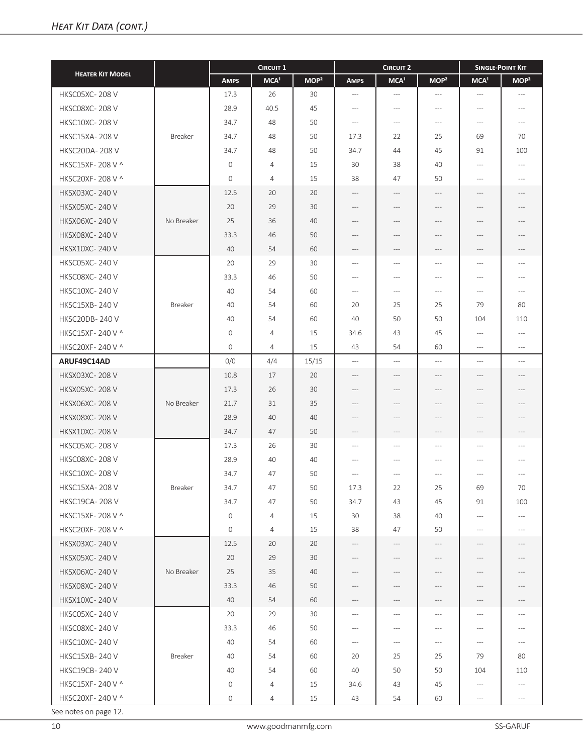## Heat Kit Data (cont.)

| Heater Kit Model | | Circuit 1 | | | Circuit 2 | | | Single-Point Kit | |
|---|---|---|---|---|---|---|---|---|---|
| | | Amps | MCA[1] | MOP[2] | Amps | MCA[1] | MOP[2] | MCA[1] | MOP[2] |
| HKSC05XC- 208 V | Breaker | 17.3 | 26 | 30 | --- | --- | --- | --- | --- |
| HKSC08XC- 208 V | | 28.9 | 40.5 | 45 | --- | --- | --- | --- | --- |
| HKSC10XC- 208 V | | 34.7 | 48 | 50 | --- | --- | --- | --- | --- |
| HKSC15XA- 208 V | | 34.7 | 48 | 50 | 17.3 | 22 | 25 | 69 | 70 |
| HKSC20DA- 208 V | | 34.7 | 48 | 50 | 34.7 | 44 | 45 | 91 | 100 |
| HKSC15XF- 208 V ^ | | 0 | 4 | 15 | 30 | 38 | 40 | --- | --- |
| HKSC20XF- 208 V ^ | | 0 | 4 | 15 | 38 | 47 | 50 | --- | --- |
| HKSX03XC- 240 V | No Breaker | 12.5 | 20 | 20 | --- | --- | --- | --- | --- |
| HKSX05XC- 240 V | | 20 | 29 | 30 | --- | --- | --- | --- | --- |
| HKSX06XC- 240 V | | 25 | 36 | 40 | --- | --- | --- | --- | --- |
| HKSX08XC- 240 V | | 33.3 | 46 | 50 | --- | --- | --- | --- | --- |
| HKSX10XC- 240 V | | 40 | 54 | 60 | --- | --- | --- | --- | --- |
| HKSC05XC- 240 V | Breaker | 20 | 29 | 30 | --- | --- | --- | --- | --- |
| HKSC08XC- 240 V | | 33.3 | 46 | 50 | --- | --- | --- | --- | --- |
| HKSC10XC- 240 V | | 40 | 54 | 60 | --- | --- | --- | --- | --- |
| HKSC15XB- 240 V | | 40 | 54 | 60 | 20 | 25 | 25 | 79 | 80 |
| HKSC20DB- 240 V | | 40 | 54 | 60 | 40 | 50 | 50 | 104 | 110 |
| HKSC15XF- 240 V ^ | | 0 | 4 | 15 | 34.6 | 43 | 45 | --- | --- |
| HKSC20XF- 240 V ^ | | 0 | 4 | 15 | 43 | 54 | 60 | --- | --- |
| **ARUF49C14AD** | | 0/0 | 4/4 | 15/15 | --- | --- | --- | --- | --- |
| HKSX03XC- 208 V | No Breaker | 10.8 | 17 | 20 | --- | --- | --- | --- | --- |
| HKSX05XC- 208 V | | 17.3 | 26 | 30 | --- | --- | --- | --- | --- |
| HKSX06XC- 208 V | | 21.7 | 31 | 35 | --- | --- | --- | --- | --- |
| HKSX08XC- 208 V | | 28.9 | 40 | 40 | --- | --- | --- | --- | --- |
| HKSX10XC- 208 V | | 34.7 | 47 | 50 | --- | --- | --- | --- | --- |
| HKSC05XC- 208 V | Breaker | 17.3 | 26 | 30 | --- | --- | --- | --- | --- |
| HKSC08XC- 208 V | | 28.9 | 40 | 40 | --- | --- | --- | --- | --- |
| HKSC10XC- 208 V | | 34.7 | 47 | 50 | --- | --- | --- | --- | --- |
| HKSC15XA- 208 V | | 34.7 | 47 | 50 | 17.3 | 22 | 25 | 69 | 70 |
| HKSC19CA- 208 V | | 34.7 | 47 | 50 | 34.7 | 43 | 45 | 91 | 100 |
| HKSC15XF- 208 V ^ | | 0 | 4 | 15 | 30 | 38 | 40 | --- | --- |
| HKSC20XF- 208 V ^ | | 0 | 4 | 15 | 38 | 47 | 50 | --- | --- |
| HKSX03XC- 240 V | No Breaker | 12.5 | 20 | 20 | --- | --- | --- | --- | --- |
| HKSX05XC- 240 V | | 20 | 29 | 30 | --- | --- | --- | --- | --- |
| HKSX06XC- 240 V | | 25 | 35 | 40 | --- | --- | --- | --- | --- |
| HKSX08XC- 240 V | | 33.3 | 46 | 50 | --- | --- | --- | --- | --- |
| HKSX10XC- 240 V | | 40 | 54 | 60 | --- | --- | --- | --- | --- |
| HKSC05XC- 240 V | Breaker | 20 | 29 | 30 | --- | --- | --- | --- | --- |
| HKSC08XC- 240 V | | 33.3 | 46 | 50 | --- | --- | --- | --- | --- |
| HKSC10XC- 240 V | | 40 | 54 | 60 | --- | --- | --- | --- | --- |
| HKSC15XB- 240 V | | 40 | 54 | 60 | 20 | 25 | 25 | 79 | 80 |
| HKSC19CB- 240 V | | 40 | 54 | 60 | 40 | 50 | 50 | 104 | 110 |
| HKSC15XF- 240 V ^ | | 0 | 4 | 15 | 34.6 | 43 | 45 | --- | --- |
| HKSC20XF- 240 V ^ | | 0 | 4 | 15 | 43 | 54 | 60 | --- | --- |

See notes on page 12.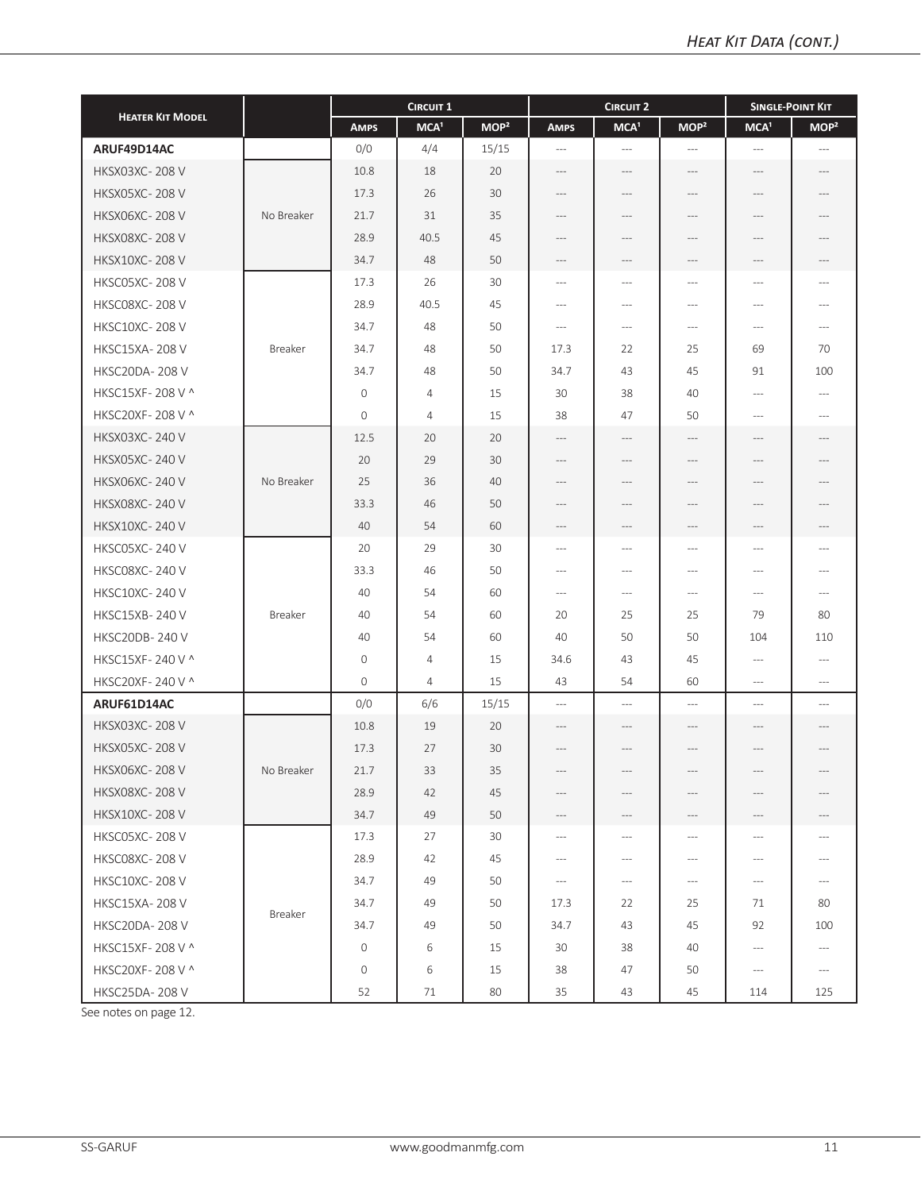## *Heat Kit Data (cont.)*

| Heater Kit Model | | Circuit 1 | | | Circuit 2 | | | Single-Point Kit | |
|---|---|---|---|---|---|---|---|---|---|
| | | Amps | MCA[1] | MOP[2] | Amps | MCA[1] | MOP[2] | MCA[1] | MOP[2] |
| **ARUF49D14AC** | | 0/0 | 4/4 | 15/15 | --- | --- | --- | --- | --- |
| HKSX03XC- 208 V | No Breaker | 10.8 | 18 | 20 | --- | --- | --- | --- | --- |
| HKSX05XC- 208 V | | 17.3 | 26 | 30 | --- | --- | --- | --- | --- |
| HKSX06XC- 208 V | | 21.7 | 31 | 35 | --- | --- | --- | --- | --- |
| HKSX08XC- 208 V | | 28.9 | 40.5 | 45 | --- | --- | --- | --- | --- |
| HKSX10XC- 208 V | | 34.7 | 48 | 50 | --- | --- | --- | --- | --- |
| HKSC05XC- 208 V | Breaker | 17.3 | 26 | 30 | --- | --- | --- | --- | --- |
| HKSC08XC- 208 V | | 28.9 | 40.5 | 45 | --- | --- | --- | --- | --- |
| HKSC10XC- 208 V | | 34.7 | 48 | 50 | --- | --- | --- | --- | --- |
| HKSC15XA- 208 V | | 34.7 | 48 | 50 | 17.3 | 22 | 25 | 69 | 70 |
| HKSC20DA- 208 V | | 34.7 | 48 | 50 | 34.7 | 43 | 45 | 91 | 100 |
| HKSC15XF- 208 V ^ | | 0 | 4 | 15 | 30 | 38 | 40 | --- | --- |
| HKSC20XF- 208 V ^ | | 0 | 4 | 15 | 38 | 47 | 50 | --- | --- |
| HKSX03XC- 240 V | No Breaker | 12.5 | 20 | 20 | --- | --- | --- | --- | --- |
| HKSX05XC- 240 V | | 20 | 29 | 30 | --- | --- | --- | --- | --- |
| HKSX06XC- 240 V | | 25 | 36 | 40 | --- | --- | --- | --- | --- |
| HKSX08XC- 240 V | | 33.3 | 46 | 50 | --- | --- | --- | --- | --- |
| HKSX10XC- 240 V | | 40 | 54 | 60 | --- | --- | --- | --- | --- |
| HKSC05XC- 240 V | Breaker | 20 | 29 | 30 | --- | --- | --- | --- | --- |
| HKSC08XC- 240 V | | 33.3 | 46 | 50 | --- | --- | --- | --- | --- |
| HKSC10XC- 240 V | | 40 | 54 | 60 | --- | --- | --- | --- | --- |
| HKSC15XB- 240 V | | 40 | 54 | 60 | 20 | 25 | 25 | 79 | 80 |
| HKSC20DB- 240 V | | 40 | 54 | 60 | 40 | 50 | 50 | 104 | 110 |
| HKSC15XF- 240 V ^ | | 0 | 4 | 15 | 34.6 | 43 | 45 | --- | --- |
| HKSC20XF- 240 V ^ | | 0 | 4 | 15 | 43 | 54 | 60 | --- | --- |
| **ARUF61D14AC** | | 0/0 | 6/6 | 15/15 | --- | --- | --- | --- | --- |
| HKSX03XC- 208 V | No Breaker | 10.8 | 19 | 20 | --- | --- | --- | --- | --- |
| HKSX05XC- 208 V | | 17.3 | 27 | 30 | --- | --- | --- | --- | --- |
| HKSX06XC- 208 V | | 21.7 | 33 | 35 | --- | --- | --- | --- | --- |
| HKSX08XC- 208 V | | 28.9 | 42 | 45 | --- | --- | --- | --- | --- |
| HKSX10XC- 208 V | | 34.7 | 49 | 50 | --- | --- | --- | --- | --- |
| HKSC05XC- 208 V | Breaker | 17.3 | 27 | 30 | --- | --- | --- | --- | --- |
| HKSC08XC- 208 V | | 28.9 | 42 | 45 | --- | --- | --- | --- | --- |
| HKSC10XC- 208 V | | 34.7 | 49 | 50 | --- | --- | --- | --- | --- |
| HKSC15XA- 208 V | | 34.7 | 49 | 50 | 17.3 | 22 | 25 | 71 | 80 |
| HKSC20DA- 208 V | | 34.7 | 49 | 50 | 34.7 | 43 | 45 | 92 | 100 |
| HKSC15XF- 208 V ^ | | 0 | 6 | 15 | 30 | 38 | 40 | --- | --- |
| HKSC20XF- 208 V ^ | | 0 | 6 | 15 | 38 | 47 | 50 | --- | --- |
| HKSC25DA- 208 V | | 52 | 71 | 80 | 35 | 43 | 45 | 114 | 125 |

See notes on page 12.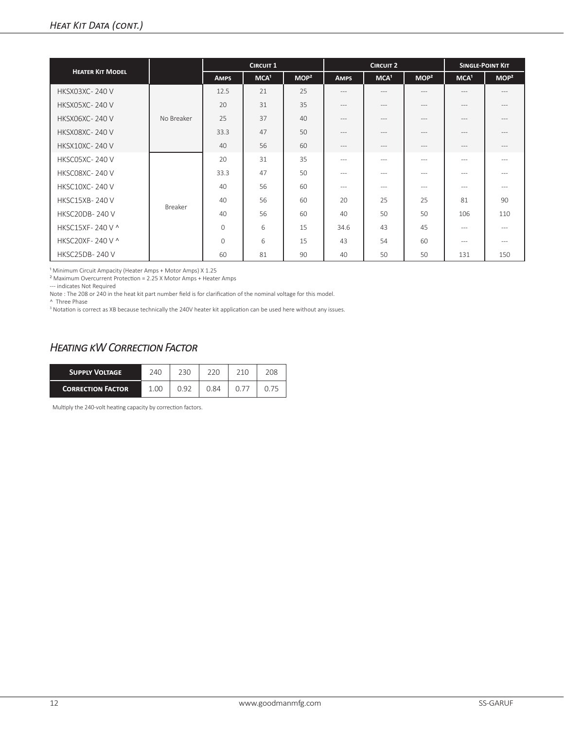## *Heat Kit Data (cont.)*

| Heater Kit Model | | Circuit 1 | | | Circuit 2 | | | Single-Point Kit | |
|---|---|---|---|---|---|---|---|---|---|
| | | Amps | MCA[1] | MOP[2] | Amps | MCA[1] | MOP[2] | MCA[1] | MOP[2] |
| HKSX03XC- 240 V | No Breaker | 12.5 | 21 | 25 | --- | --- | --- | --- | --- |
| HKSX05XC- 240 V | | 20 | 31 | 35 | --- | --- | --- | --- | --- |
| HKSX06XC- 240 V | | 25 | 37 | 40 | --- | --- | --- | --- | --- |
| HKSX08XC- 240 V | | 33.3 | 47 | 50 | --- | --- | --- | --- | --- |
| HKSX10XC- 240 V | | 40 | 56 | 60 | --- | --- | --- | --- | --- |
| HKSC05XC- 240 V | Breaker | 20 | 31 | 35 | --- | --- | --- | --- | --- |
| HKSC08XC- 240 V | | 33.3 | 47 | 50 | --- | --- | --- | --- | --- |
| HKSC10XC- 240 V | | 40 | 56 | 60 | --- | --- | --- | --- | --- |
| HKSC15XB- 240 V | | 40 | 56 | 60 | 20 | 25 | 25 | 81 | 90 |
| HKSC20DB- 240 V | | 40 | 56 | 60 | 40 | 50 | 50 | 106 | 110 |
| HKSC15XF- 240 V ^ | | 0 | 6 | 15 | 34.6 | 43 | 45 | --- | --- |
| HKSC20XF- 240 V ^ | | 0 | 6 | 15 | 43 | 54 | 60 | --- | --- |
| HKSC25DB- 240 V | | 60 | 81 | 90 | 40 | 50 | 50 | 131 | 150 |

[1] Minimum Circuit Ampacity (Heater Amps + Motor Amps) X 1.25
[2] Maximum Overcurrent Protection = 2.25 X Motor Amps + Heater Amps
--- indicates Not Required
Note : The 208 or 240 in the heat kit part number field is for clarification of the nominal voltage for this model.
^ Three Phase
[3] Notation is correct as XB because technically the 240V heater kit application can be used here without any issues.

## *Heating kW Correction Factor*

| Supply Voltage | 240 | 230 | 220 | 210 | 208 |
|---|---|---|---|---|---|
| Correction Factor | 1.00 | 0.92 | 0.84 | 0.77 | 0.75 |

Multiply the 240-volt heating capacity by correction factors.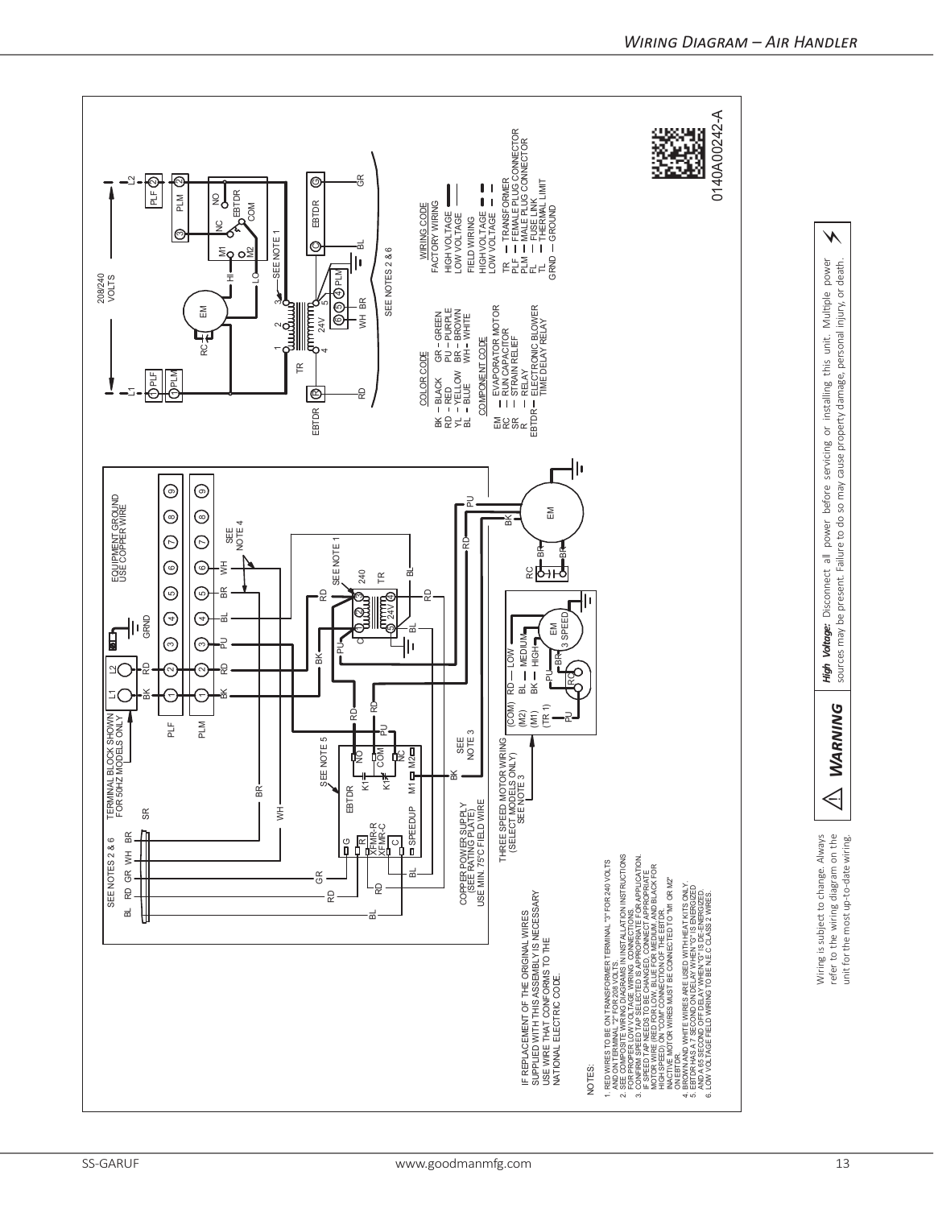## Wiring Diagram – Air Handler

TERMINAL BLOCK SHOWN FOR 50HZ MODELS ONLY

EQUIPMENT GROUND USE COPPER WIRE

SEE NOTES 2 & 6

BL RD GR WH BR

SR

L1 L2

GRND

PLF

PLM

BK RD PU BL BR WH

SEE NOTE 4

SEE NOTE 1

240

TR

24V

SEE NOTE 5

EBTDR

K1 NO

K1 COM

NC

M1 M2

G R XFMR-R XFMR-C C SPEEDUP

SEE NOTE 3

COPPER POWER SUPPLY (SEE RATING PLATE) USE MIN. 75°C FIELD WIRE

THREE SPEED MOTOR WIRING (SELECT MODELS ONLY) SEE NOTE 3

(COM) RD — LOW
(M2) BL — MEDIUM
(M1) BK — HIGH
(TR 1)

EM 3 SPEED

RC

EM

IF REPLACEMENT OF THE ORIGINAL WIRES SUPPLIED WITH THIS ASSEMBLY IS NECESSARY USE WIRE THAT CONFORMS TO THE NATIONAL ELECTRIC CODE.

NOTES:

1. RED WIRES TO BE ON TRANSFORMER TERMINAL "3" FOR 240 VOLTS AND ON TERMINAL "2" FOR 208 VOLTS.
2. SEE COMPOSITE WIRING DIAGRAMS IN INSTALLATION INSTRUCTIONS FOR PROPER LOW VOLTAGE WIRING CONNECTIONS.
3. CONFIRM SPEED TAP SELECTED IS APPROPRIATE FOR APPLICATION. IF SPEED TAP NEEDS TO BE CHANGED, CONNECT APPROPRIATE MOTOR WIRE (RED FOR LOW, BLUE FOR MEDIUM, AND BLACK FOR HIGH SPEED) ON "COM" CONNECTION OF THE EBTDR. INACTIVE MOTOR WIRES MUST BE CONNECTED TO "M1 OR M2" ON EBTDR.
4. BROWN AND WHITE WIRES ARE USED WITH HEAT KITS ONLY.
5. EBTDR HAS A 7 SECOND ON DELAY WHEN "G" IS ENERGIZED AND A 65 SECOND OFF DELAY WHEN "G" IS DE-ENERGIZED.
6. LOW VOLTAGE FIELD WIRING TO BE N.E.C CLASS 2 WIRES.

208/240 VOLTS

L1 PLF PLM L2

EM RC HI LO

M1 M2 NC NO EBTDR COM

SEE NOTE 1

TR 1 2 3 4 5 24V

EBTDR

RD WH BR BL GR

SEE NOTES 2 & 6

| COLOR CODE | |
|---|---|
| BK – BLACK | GR – GREEN |
| RD – RED | PU – PURPLE |
| YL – YELLOW | BR – BROWN |
| BL – BLUE | WH – WHITE |

COMPONENT CODE

- EM – EVAPORATOR MOTOR
- RC – RUN CAPACITOR
- SR – STRAIN RELIEF
- R – RELAY
- EBTDR – ELECTRONIC BLOWER TIME DELAY RELAY

WIRING CODE

- FACTORY WIRING
  - HIGH VOLTAGE
  - LOW VOLTAGE
- FIELD WIRING
  - HIGH VOLTAGE
  - LOW VOLTAGE

- TR – TRANSFORMER
- PLF – FEMALE PLUG CONNECTOR
- PLM – MALE PLUG CONNECTOR
- FL – FUSE LINK
- TL – THERMAL LIMIT
- GRND – GROUND

0140A00242-A

Wiring is subject to change. Always refer to the wiring diagram on the unit for the most up-to-date wiring.

**WARNING**

***High Voltage:*** Disconnect all power before servicing or installing this unit. Multiple power sources may be present. Failure to do so may cause property damage, personal injury, or death.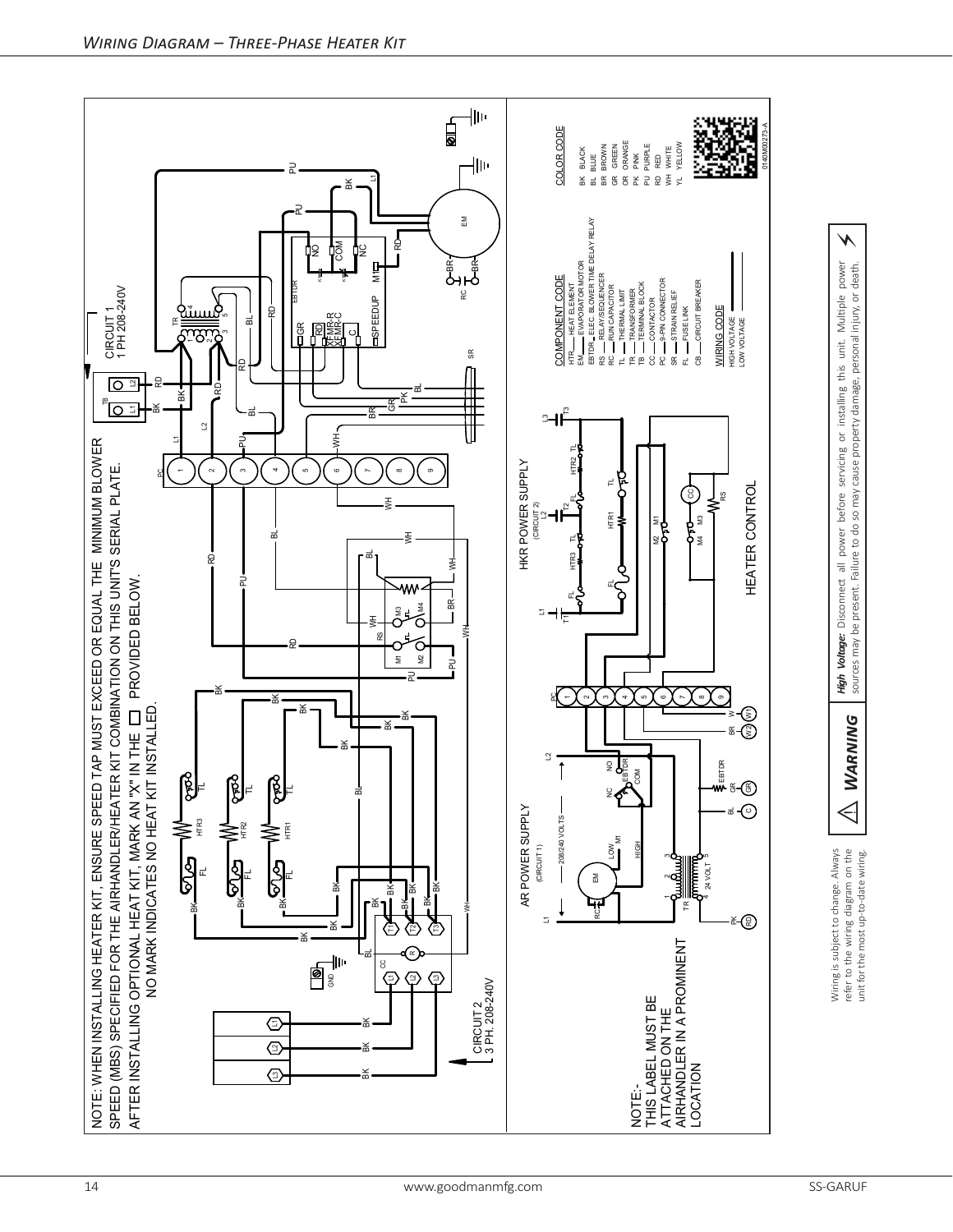## Wiring Diagram – Three-Phase Heater Kit

NOTE: WHEN INSTALLING HEATER KIT, ENSURE SPEED TAP MUST EXCEED OR EQUAL THE MINIMUM BLOWER SPEED (MBS) SPECIFIED FOR THE AIRHANDLER/HEATER KIT COMBINATION ON THIS UNIT'S SERIAL PLATE.
AFTER INSTALLING OPTIONAL HEAT KIT, MARK AN "X" IN THE ☐ PROVIDED BELOW.
NO MARK INDICATES NO HEAT KIT INSTALLED.

CIRCUIT 1
1 PH 208-240V

CIRCUIT 2
3 PH. 208-240V

AR POWER SUPPLY
(CIRCUIT 1)
208/240 VOLTS

HKR POWER SUPPLY
(CIRCUIT 2)

HEATER CONTROL

NOTE:-
THIS LABEL MUST BE ATTACHED ON THE AIRHANDLER IN A PROMINENT LOCATION

| COMPONENT CODE | |
|---|---|
| HTR | HEAT ELEMENT |
| EM | EVAPORATOR MOTOR |
| EBTDR | ELEC. BLOWER TIME DELAY RELAY |
| RS | RELAY/SEQUENCER |
| RC | RUN CAPACITOR |
| TL | THERMAL LIMIT |
| TR | TRANSFORMER |
| TB | TERMINAL BLOCK |
| CC | CONTACTOR |
| PC | 9-PIN CONNECTOR |
| SR | STRAIN RELIEF |
| FL | FUSE LINK |
| CB | CIRCUIT BREAKER |

| COLOR CODE | |
|---|---|
| BK | BLACK |
| BL | BLUE |
| BR | BROWN |
| GR | GREEN |
| OR | ORANGE |
| PK | PINK |
| PU | PURPLE |
| RD | RED |
| WH | WHITE |
| YL | YELLOW |

WIRING CODE
HIGH VOLTAGE
LOW VOLTAGE

0140M00273-A

Wiring is subject to change. Always refer to the wiring diagram on the unit for the most up-to-date wiring.

⚠ **WARNING**

***High Voltage:*** Disconnect all power before servicing or installing this unit. Multiple power sources may be present. Failure to do so may cause property damage, personal injury, or death.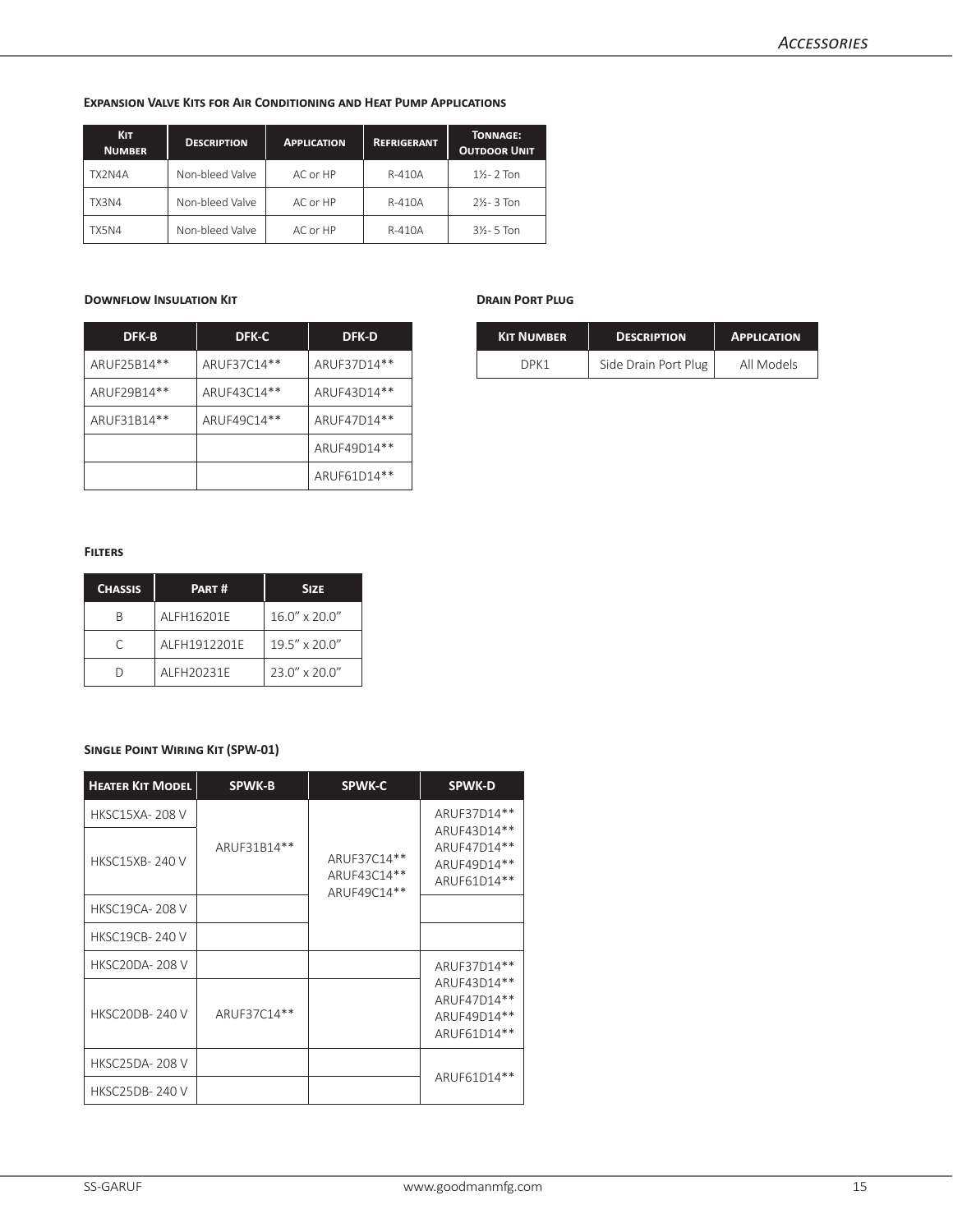#### Expansion Valve Kits for Air Conditioning and Heat Pump Applications

| Kit Number | Description | Application | Refrigerant | Tonnage: Outdoor Unit |
|---|---|---|---|---|
| TX2N4A | Non-bleed Valve | AC or HP | R-410A | 1½- 2 Ton |
| TX3N4 | Non-bleed Valve | AC or HP | R-410A | 2½- 3 Ton |
| TX5N4 | Non-bleed Valve | AC or HP | R-410A | 3½- 5 Ton |

#### Downflow Insulation Kit

| DFK-B | DFK-C | DFK-D |
|---|---|---|
| ARUF25B14** | ARUF37C14** | ARUF37D14** |
| ARUF29B14** | ARUF43C14** | ARUF43D14** |
| ARUF31B14** | ARUF49C14** | ARUF47D14** |
| | | ARUF49D14** |
| | | ARUF61D14** |

#### Drain Port Plug

| Kit Number | Description | Application |
|---|---|---|
| DPK1 | Side Drain Port Plug | All Models |

#### Filters

| Chassis | Part # | Size |
|---|---|---|
| B | ALFH16201E | 16.0" x 20.0" |
| C | ALFH1912201E | 19.5" x 20.0" |
| D | ALFH20231E | 23.0" x 20.0" |

#### Single Point Wiring Kit (SPW-01)

| Heater Kit Model | SPWK-B | SPWK-C | SPWK-D |
|---|---|---|---|
| HKSC15XA- 208 V | ARUF31B14** | ARUF37C14** ARUF43C14** ARUF49C14** | ARUF37D14** ARUF43D14** ARUF47D14** ARUF49D14** ARUF61D14** |
| HKSC15XB- 240 V | | | |
| HKSC19CA- 208 V | | | |
| HKSC19CB- 240 V | | | |
| HKSC20DA- 208 V | | | ARUF37D14** ARUF43D14** ARUF47D14** ARUF49D14** ARUF61D14** |
| HKSC20DB- 240 V | ARUF37C14** | | |
| HKSC25DA- 208 V | | | ARUF61D14** |
| HKSC25DB- 240 V | | | |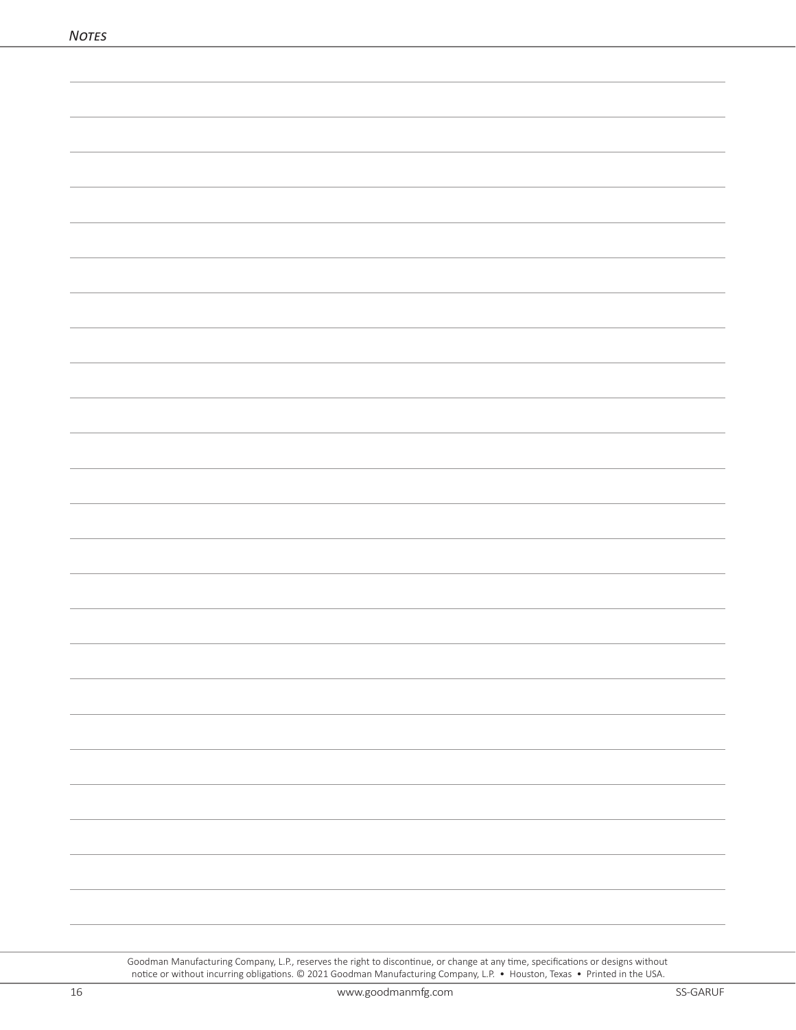## *Notes*

Goodman Manufacturing Company, L.P., reserves the right to discontinue, or change at any time, specifications or designs without notice or without incurring obligations. © 2021 Goodman Manufacturing Company, L.P. • Houston, Texas • Printed in the USA.